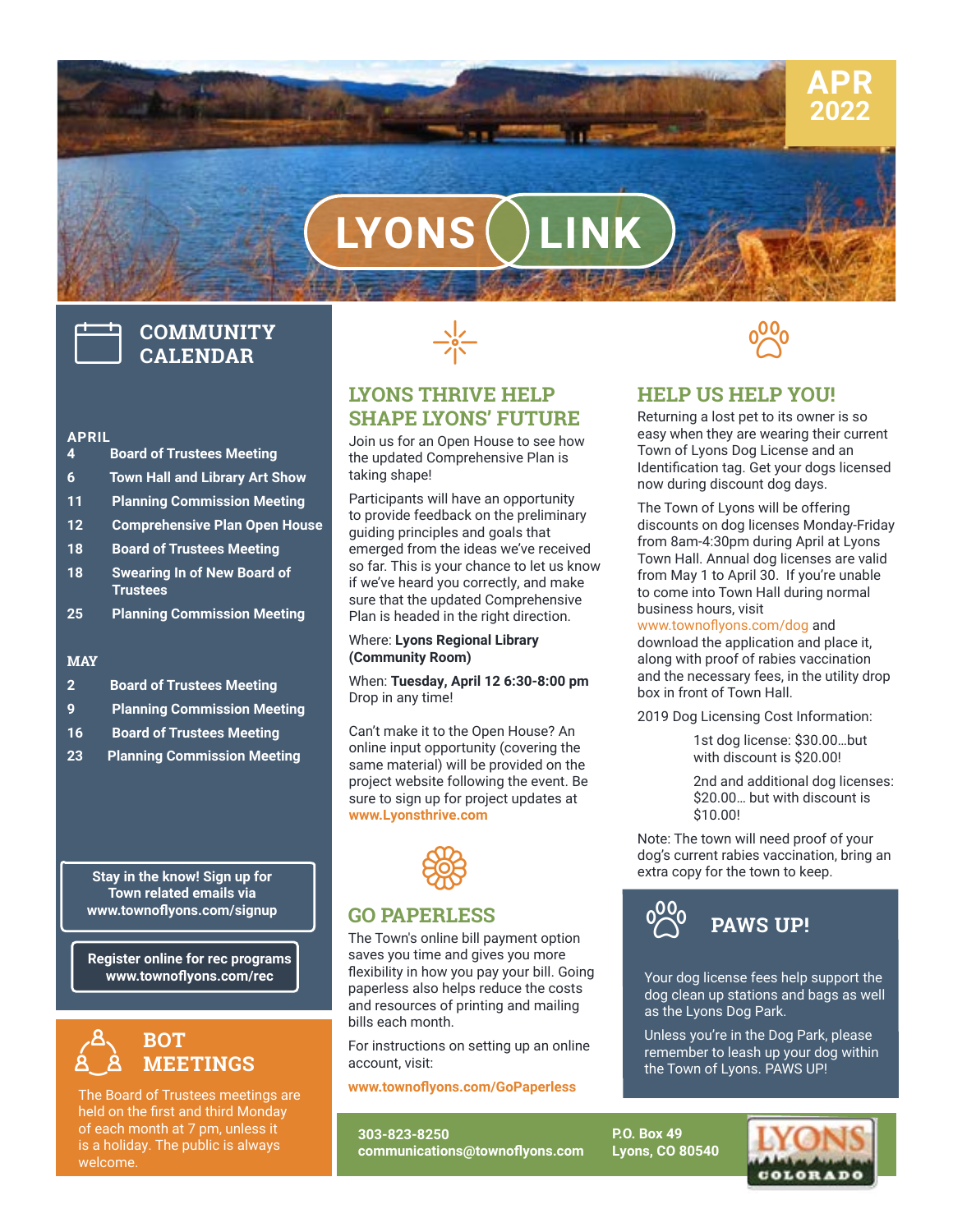# LYONS LINK

**APR 2022**

## COMMUNITY CALENDAR

**APRIL**

- **4** Board of Trustees Meeting
- **6** Town Hall and Library Art Show
- **11** Planning Commission Meeting
- **12** Comprehensive Plan Open House
- **18** Board of Trustees Meeting
- **18** Swearing In of New Board of Trustees
- **25** Planning Commission Meeting

**MAY**

- **2** Board of Trustees Meeting
- **9** Planning Commission Meeting
- **16** Board of Trustees Meeting
- **23** Planning Commission Meeting

**Stay in the know! Sign up for Town related emails via www.townoflyons.com/signup**

**Register online for rec programs www.townoflyons.com/rec**

## BOT MEETINGS

The Board of Trustees meetings are held on the first and third Monday of each month at 7 pm, unless it is a holiday. The public is always welcome.

## LYONS THRIVE HELP SHAPE LYONS' FUTURE

Join us for an Open House to see how the updated Comprehensive Plan is taking shape!

Participants will have an opportunity to provide feedback on the preliminary guiding principles and goals that emerged from the ideas we've received so far. This is your chance to let us know if we've heard you correctly, and make sure that the updated Comprehensive Plan is headed in the right direction.

Where: **Lyons Regional Library (Community Room)**

When: **Tuesday, April 12 6:30-8:00 pm** Drop in any time!

Can't make it to the Open House? An online input opportunity (covering the same material) will be provided on the project website following the event. Be sure to sign up for project updates at **www.Lyonsthrive.com**

## GO PAPERLESS

The Town's online bill payment option saves you time and gives you more flexibility in how you pay your bill. Going paperless also helps reduce the costs and resources of printing and mailing bills each month.

For instructions on setting up an online account, visit:

**www.townoflyons.com/GoPaperless**

## HELP US HELP YOU!

Returning a lost pet to its owner is so easy when they are wearing their current Town of Lyons Dog License and an Identification tag. Get your dogs licensed now during discount dog days.

The Town of Lyons will be offering discounts on dog licenses Monday-Friday from 8am-4:30pm during April at Lyons Town Hall. Annual dog licenses are valid from May 1 to April 30. If you're unable to come into Town Hall during normal business hours, visit www.townoflyons.com/dog and download the application and place it, along with proof of rabies vaccination and the necessary fees, in the utility drop box in front of Town Hall.

2019 Dog Licensing Cost Information:

1st dog license: $30.00…but with discount is $20.00!

2nd and additional dog licenses: $20.00… but with discount is $10.00!

Note: The town will need proof of your dog's current rabies vaccination, bring an extra copy for the town to keep.

## PAWS UP!

Your dog license fees help support the dog clean up stations and bags as well as the Lyons Dog Park.

Unless you're in the Dog Park, please remember to leash up your dog within the Town of Lyons. PAWS UP!

**303-823-8250**
**communications@townoflyons.com**

**P.O. Box 49**
**Lyons, CO 80540**

LYONS COLORADO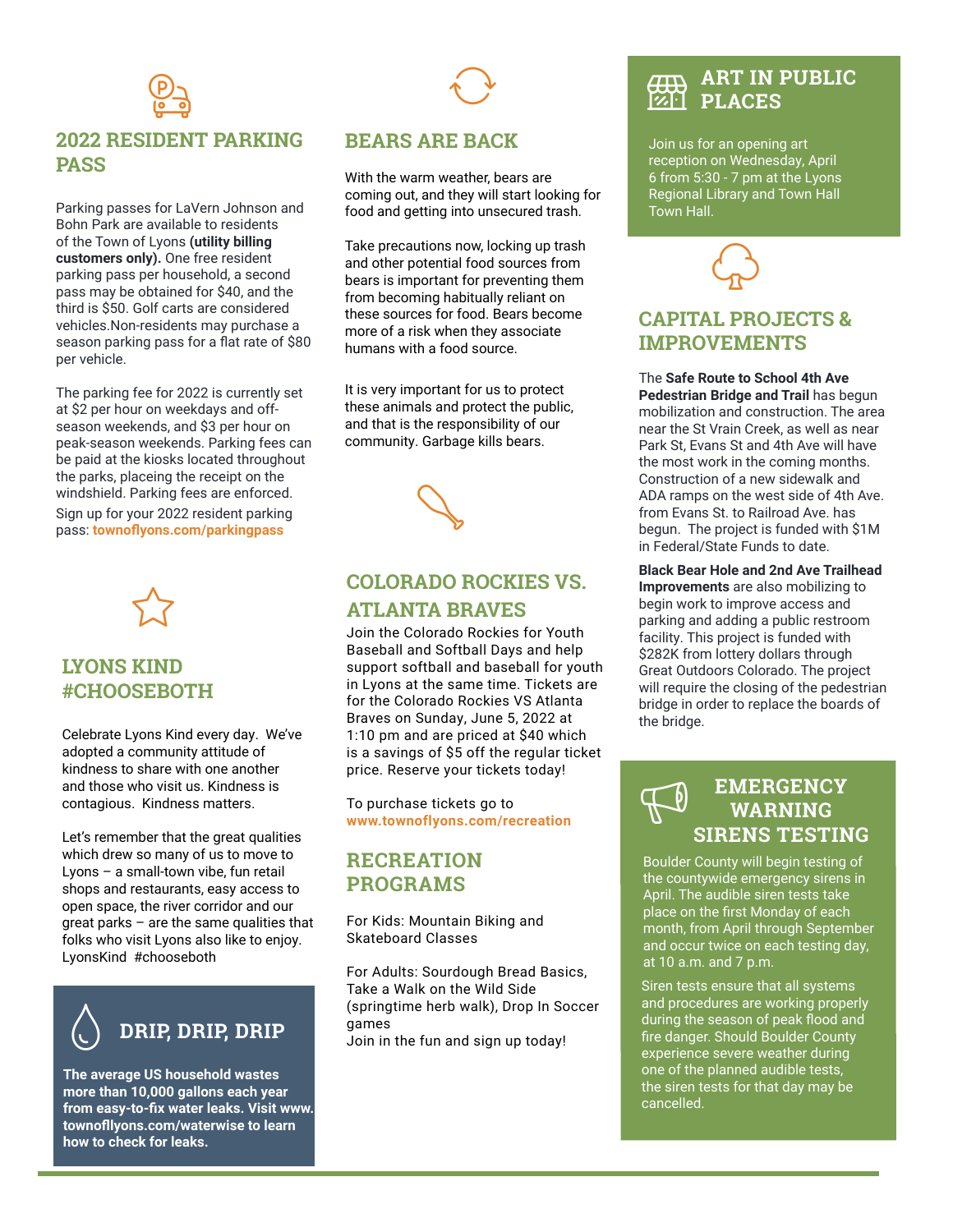## 2022 RESIDENT PARKING PASS

Parking passes for LaVern Johnson and Bohn Park are available to residents of the Town of Lyons **(utility billing customers only).** One free resident parking pass per household, a second pass may be obtained for $40, and the third is $50. Golf carts are considered vehicles.Non-residents may purchase a season parking pass for a flat rate of $80 per vehicle.

The parking fee for 2022 is currently set at $2 per hour on weekdays and off-season weekends, and $3 per hour on peak-season weekends. Parking fees can be paid at the kiosks located throughout the parks, placeing the receipt on the windshield. Parking fees are enforced.

Sign up for your 2022 resident parking pass: **townoflyons.com/parkingpass**

## LYONS KIND #CHOOSEBOTH

Celebrate Lyons Kind every day. We've adopted a community attitude of kindness to share with one another and those who visit us. Kindness is contagious. Kindness matters.

Let's remember that the great qualities which drew so many of us to move to Lyons – a small-town vibe, fun retail shops and restaurants, easy access to open space, the river corridor and our great parks – are the same qualities that folks who visit Lyons also like to enjoy. LyonsKind #chooseboth

## DRIP, DRIP, DRIP

**The average US household wastes more than 10,000 gallons each year from easy-to-fix water leaks. Visit www.townoflyons.com/waterwise to learn how to check for leaks.**

## BEARS ARE BACK

With the warm weather, bears are coming out, and they will start looking for food and getting into unsecured trash.

Take precautions now, locking up trash and other potential food sources from bears is important for preventing them from becoming habitually reliant on these sources for food. Bears become more of a risk when they associate humans with a food source.

It is very important for us to protect these animals and protect the public, and that is the responsibility of our community. Garbage kills bears.

## COLORADO ROCKIES VS. ATLANTA BRAVES

Join the Colorado Rockies for Youth Baseball and Softball Days and help support softball and baseball for youth in Lyons at the same time. Tickets are for the Colorado Rockies VS Atlanta Braves on Sunday, June 5, 2022 at 1:10 pm and are priced at $40 which is a savings of $5 off the regular ticket price. Reserve your tickets today!

To purchase tickets go to **www.townoflyons.com/recreation**

## RECREATION PROGRAMS

For Kids: Mountain Biking and Skateboard Classes

For Adults: Sourdough Bread Basics, Take a Walk on the Wild Side (springtime herb walk), Drop In Soccer games

Join in the fun and sign up today!

## ART IN PUBLIC PLACES

Join us for an opening art reception on Wednesday, April 6 from 5:30 - 7 pm at the Lyons Regional Library and Town Hall Town Hall.

## CAPITAL PROJECTS & IMPROVEMENTS

The **Safe Route to School 4th Ave Pedestrian Bridge and Trail** has begun mobilization and construction. The area near the St Vrain Creek, as well as near Park St, Evans St and 4th Ave will have the most work in the coming months. Construction of a new sidewalk and ADA ramps on the west side of 4th Ave. from Evans St. to Railroad Ave. has begun. The project is funded with $1M in Federal/State Funds to date.

**Black Bear Hole and 2nd Ave Trailhead Improvements** are also mobilizing to begin work to improve access and parking and adding a public restroom facility. This project is funded with $282K from lottery dollars through Great Outdoors Colorado. The project will require the closing of the pedestrian bridge in order to replace the boards of the bridge.

## EMERGENCY WARNING SIRENS TESTING

Boulder County will begin testing of the countywide emergency sirens in April. The audible siren tests take place on the first Monday of each month, from April through September and occur twice on each testing day, at 10 a.m. and 7 p.m.

Siren tests ensure that all systems and procedures are working properly during the season of peak flood and fire danger. Should Boulder County experience severe weather during one of the planned audible tests, the siren tests for that day may be cancelled.